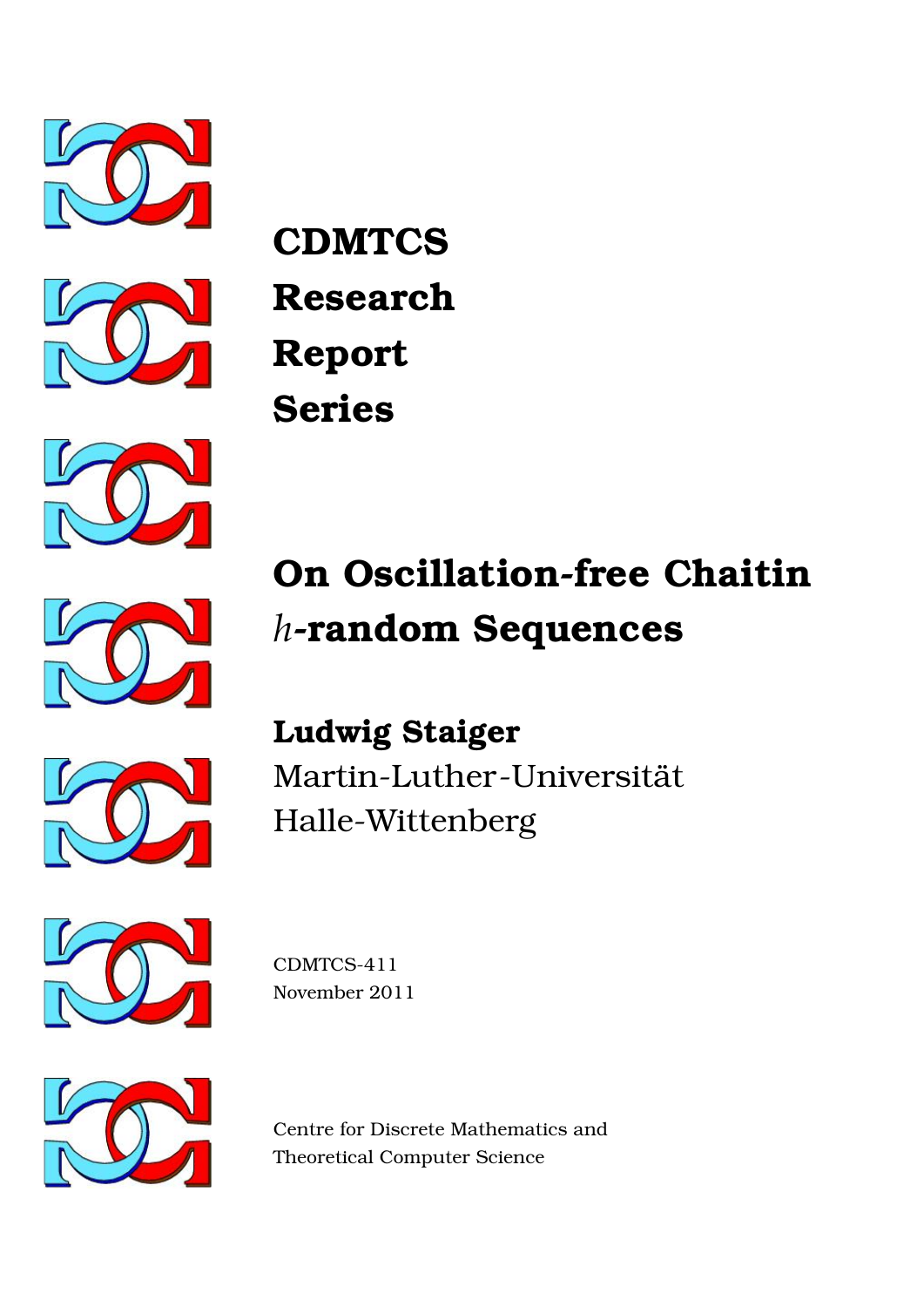**CDMTCS**
**Research**
**Report**
**Series**

# On Oscillation-free Chaitin $h$-random Sequences

**Ludwig Staiger**
Martin-Luther-Universität
Halle-Wittenberg

CDMTCS-411
November 2011

Centre for Discrete Mathematics and
Theoretical Computer Science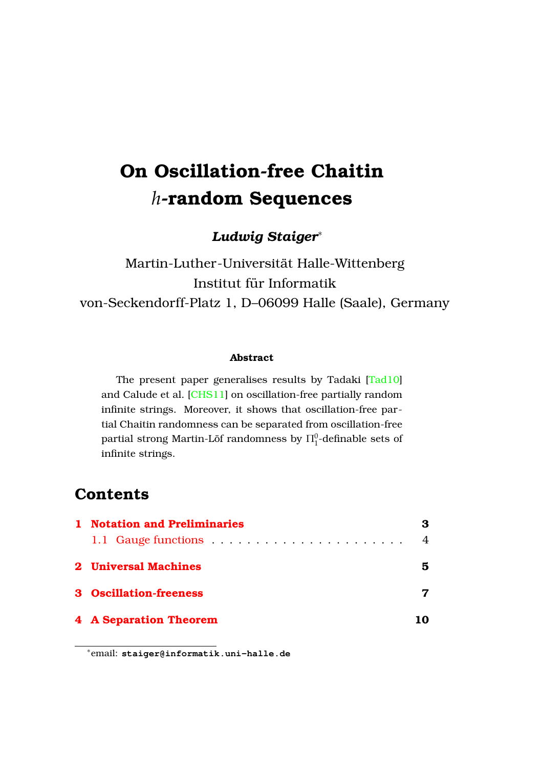# On Oscillation-free Chaitin $h$-random Sequences

***Ludwig Staiger****

Martin-Luther-Universität Halle-Wittenberg
Institut für Informatik
von-Seckendorff-Platz 1, D–06099 Halle (Saale), Germany

#### Abstract

The present paper generalises results by Tadaki [Tad10] and Calude et al. [CHS11] on oscillation-free partially random infinite strings. Moreover, it shows that oscillation-free partial Chaitin randomness can be separated from oscillation-free partial strong Martin-Löf randomness by $\Pi_1^0$-definable sets of infinite strings.

## Contents

- **1 Notation and Preliminaries** — 3
  - 1.1 Gauge functions — 4
- **2 Universal Machines** — 5
- **3 Oscillation-freeness** — 7
- **4 A Separation Theorem** — 10

*email: `staiger@informatik.uni-halle.de`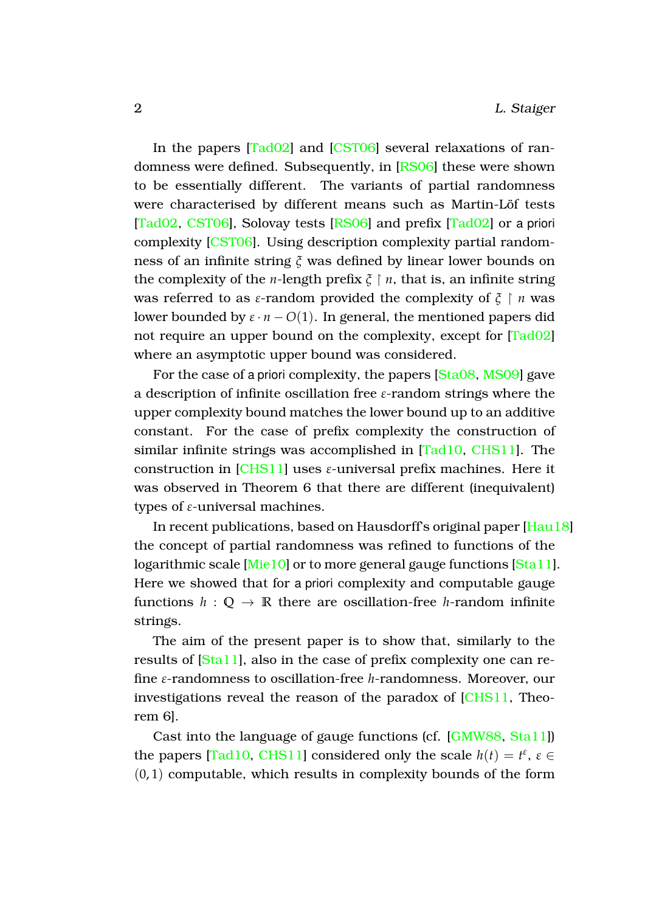In the papers [Tad02] and [CST06] several relaxations of randomness were defined. Subsequently, in [RS06] these were shown to be essentially different. The variants of partial randomness were characterised by different means such as Martin-Löf tests [Tad02, CST06], Solovay tests [RS06] and prefix [Tad02] or a priori complexity [CST06]. Using description complexity partial randomness of an infinite string $\xi$ was defined by linear lower bounds on the complexity of the $n$-length prefix $\xi \upharpoonright n$, that is, an infinite string was referred to as $\varepsilon$-random provided the complexity of $\xi \upharpoonright n$ was lower bounded by $\varepsilon \cdot n - O(1)$. In general, the mentioned papers did not require an upper bound on the complexity, except for [Tad02] where an asymptotic upper bound was considered.

For the case of a priori complexity, the papers [Sta08, MS09] gave a description of infinite oscillation free $\varepsilon$-random strings where the upper complexity bound matches the lower bound up to an additive constant. For the case of prefix complexity the construction of similar infinite strings was accomplished in [Tad10, CHS11]. The construction in [CHS11] uses $\varepsilon$-universal prefix machines. Here it was observed in Theorem 6 that there are different (inequivalent) types of $\varepsilon$-universal machines.

In recent publications, based on Hausdorff's original paper [Hau18] the concept of partial randomness was refined to functions of the logarithmic scale [Mie10] or to more general gauge functions [Sta11]. Here we showed that for a priori complexity and computable gauge functions $h : \mathbb{Q} \to \mathbb{R}$ there are oscillation-free $h$-random infinite strings.

The aim of the present paper is to show that, similarly to the results of [Sta11], also in the case of prefix complexity one can refine $\varepsilon$-randomness to oscillation-free $h$-randomness. Moreover, our investigations reveal the reason of the paradox of [CHS11, Theorem 6].

Cast into the language of gauge functions (cf. [GMW88, Sta11]) the papers [Tad10, CHS11] considered only the scale $h(t) = t^{\varepsilon}$, $\varepsilon \in (0, 1)$ computable, which results in complexity bounds of the form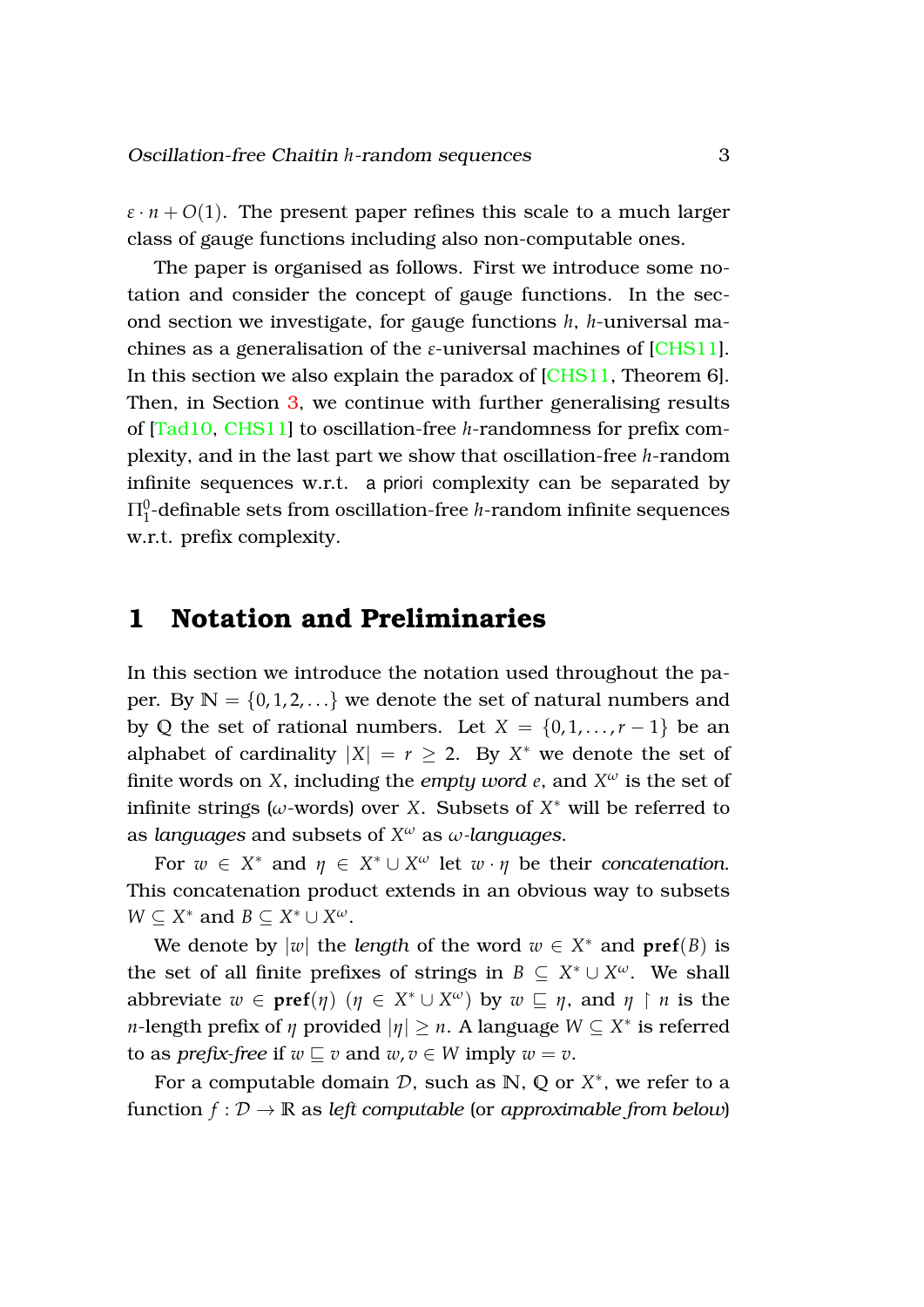$\varepsilon \cdot n + O(1)$. The present paper refines this scale to a much larger class of gauge functions including also non-computable ones.

The paper is organised as follows. First we introduce some notation and consider the concept of gauge functions. In the second section we investigate, for gauge functions $h$, $h$-universal machines as a generalisation of the $\varepsilon$-universal machines of [CHS11]. In this section we also explain the paradox of [CHS11, Theorem 6]. Then, in Section 3, we continue with further generalising results of [Tad10, CHS11] to oscillation-free $h$-randomness for prefix complexity, and in the last part we show that oscillation-free $h$-random infinite sequences w.r.t. a priori complexity can be separated by $\Pi_1^0$-definable sets from oscillation-free $h$-random infinite sequences w.r.t. prefix complexity.

# 1 Notation and Preliminaries

In this section we introduce the notation used throughout the paper. By $\mathbb{N} = \{0, 1, 2, \ldots\}$ we denote the set of natural numbers and by $\mathbb{Q}$ the set of rational numbers. Let $X = \{0, 1, \ldots, r-1\}$ be an alphabet of cardinality $|X| = r \geq 2$. By $X^*$ we denote the set of finite words on $X$, including the *empty word* $e$, and $X^\omega$ is the set of infinite strings ($\omega$-words) over $X$. Subsets of $X^*$ will be referred to as *languages* and subsets of $X^\omega$ as $\omega$-*languages*.

For $w \in X^*$ and $\eta \in X^* \cup X^\omega$ let $w \cdot \eta$ be their *concatenation*. This concatenation product extends in an obvious way to subsets $W \subseteq X^*$ and $B \subseteq X^* \cup X^\omega$.

We denote by $|w|$ the *length* of the word $w \in X^*$ and $\mathbf{pref}(B)$ is the set of all finite prefixes of strings in $B \subseteq X^* \cup X^\omega$. We shall abbreviate $w \in \mathbf{pref}(\eta)$ $(\eta \in X^* \cup X^\omega)$ by $w \sqsubseteq \eta$, and $\eta \upharpoonright n$ is the $n$-length prefix of $\eta$ provided $|\eta| \geq n$. A language $W \subseteq X^*$ is referred to as *prefix-free* if $w \sqsubseteq v$ and $w, v \in W$ imply $w = v$.

For a computable domain $\mathcal{D}$, such as $\mathbb{N}$, $\mathbb{Q}$ or $X^*$, we refer to a function $f : \mathcal{D} \to \mathbb{R}$ as *left computable* (or *approximable from below*)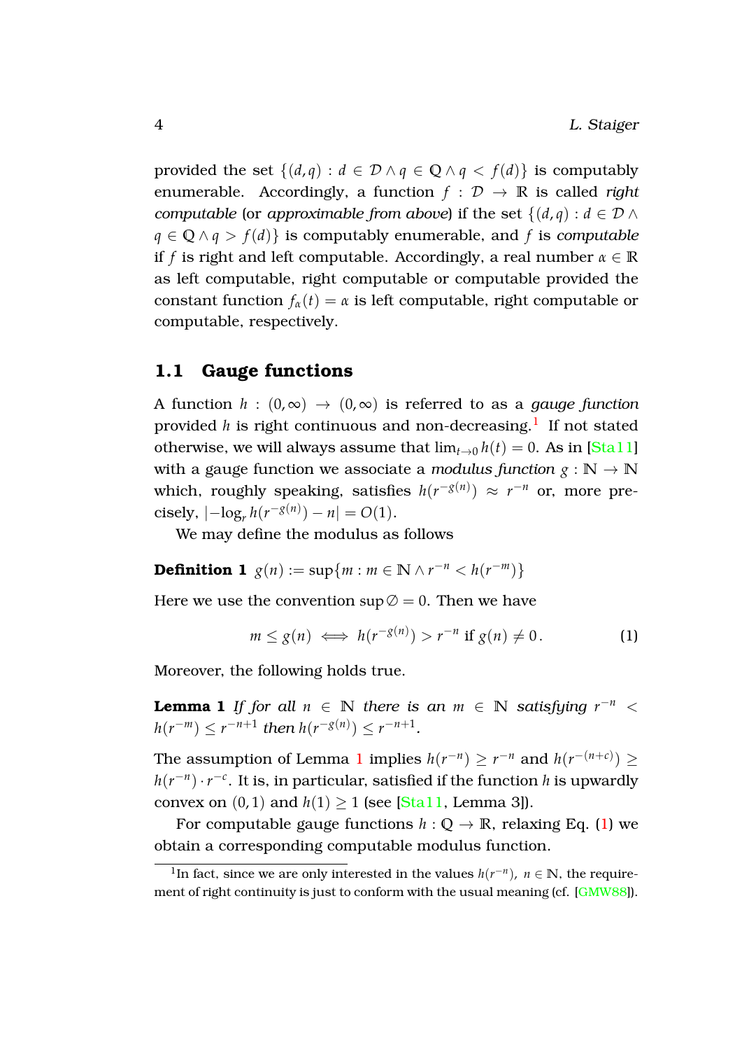provided the set $\{(d,q) : d \in \mathcal{D} \wedge q \in \mathbb{Q} \wedge q < f(d)\}$ is computably enumerable. Accordingly, a function $f : \mathcal{D} \to \mathbb{R}$ is called *right computable* (or *approximable from above*) if the set $\{(d,q) : d \in \mathcal{D} \wedge q \in \mathbb{Q} \wedge q > f(d)\}$ is computably enumerable, and $f$ is *computable* if $f$ is right and left computable. Accordingly, a real number $\alpha \in \mathbb{R}$ as left computable, right computable or computable provided the constant function $f_\alpha(t) = \alpha$ is left computable, right computable or computable, respectively.

## 1.1 Gauge functions

A function $h : (0,\infty) \to (0,\infty)$ is referred to as a *gauge function* provided $h$ is right continuous and non-decreasing.[1] If not stated otherwise, we will always assume that $\lim_{t\to 0} h(t) = 0$. As in [Sta11] with a gauge function we associate a *modulus function* $g : \mathbb{N} \to \mathbb{N}$ which, roughly speaking, satisfies $h(r^{-g(n)}) \approx r^{-n}$ or, more precisely, $|-\log_r h(r^{-g(n)}) - n| = O(1)$.

We may define the modulus as follows

**Definition 1** $g(n) := \sup\{m : m \in \mathbb{N} \wedge r^{-n} < h(r^{-m})\}$

Here we use the convention $\sup \emptyset = 0$. Then we have

$$m \leq g(n) \iff h(r^{-g(n)}) > r^{-n} \text{ if } g(n) \neq 0\,. \tag{1}$$

Moreover, the following holds true.

**Lemma 1** *If for all $n \in \mathbb{N}$ there is an $m \in \mathbb{N}$ satisfying $r^{-n} < h(r^{-m}) \leq r^{-n+1}$ then $h(r^{-g(n)}) \leq r^{-n+1}$.*

The assumption of Lemma 1 implies $h(r^{-n}) \geq r^{-n}$ and $h(r^{-(n+c)}) \geq h(r^{-n}) \cdot r^{-c}$. It is, in particular, satisfied if the function $h$ is upwardly convex on $(0,1)$ and $h(1) \geq 1$ (see [Sta11, Lemma 3]).

For computable gauge functions $h : \mathbb{Q} \to \mathbb{R}$, relaxing Eq. (1) we obtain a corresponding computable modulus function.

[1] In fact, since we are only interested in the values $h(r^{-n})$, $n \in \mathbb{N}$, the requirement of right continuity is just to conform with the usual meaning (cf. [GMW88]).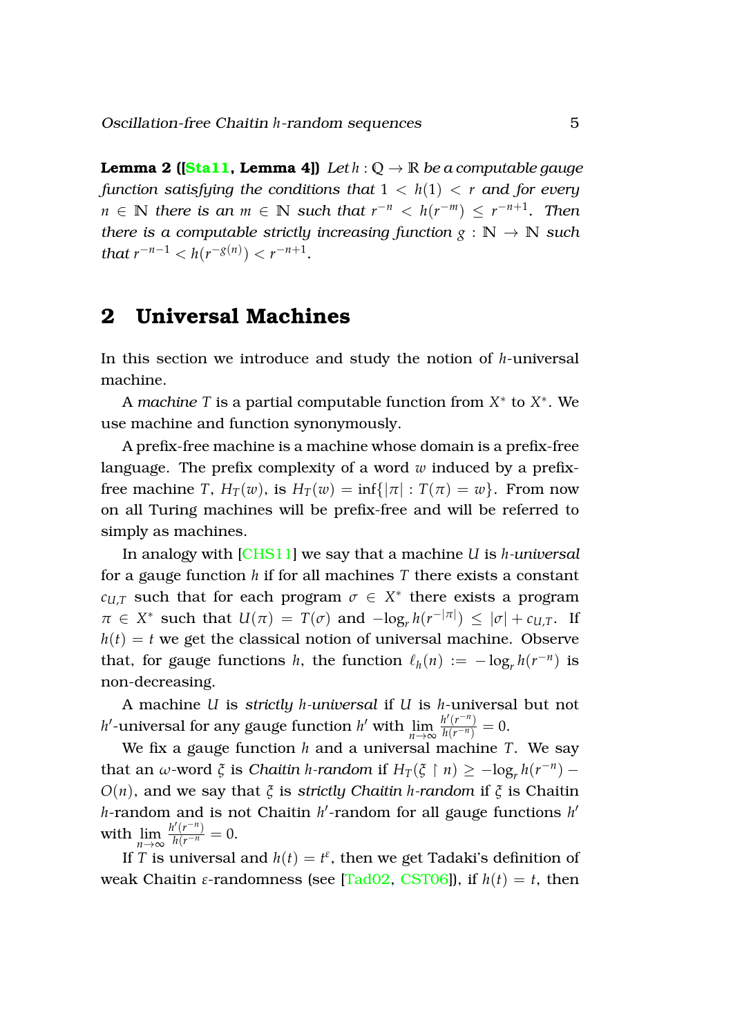**Lemma 2 ([Sta11, Lemma 4])** *Let $h : \mathbb{Q} \to \mathbb{R}$ be a computable gauge function satisfying the conditions that $1 < h(1) < r$ and for every $n \in \mathbb{N}$ there is an $m \in \mathbb{N}$ such that $r^{-n} < h(r^{-m}) \leq r^{-n+1}$. Then there is a computable strictly increasing function $g : \mathbb{N} \to \mathbb{N}$ such that $r^{-n-1} < h(r^{-g(n)}) < r^{-n+1}$.*

## 2 Universal Machines

In this section we introduce and study the notion of $h$-universal machine.

A *machine* $T$ is a partial computable function from $X^*$ to $X^*$. We use machine and function synonymously.

A prefix-free machine is a machine whose domain is a prefix-free language. The prefix complexity of a word $w$ induced by a prefix-free machine $T$, $H_T(w)$, is $H_T(w) = \inf\{|\pi| : T(\pi) = w\}$. From now on all Turing machines will be prefix-free and will be referred to simply as machines.

In analogy with [CHS11] we say that a machine $U$ is *$h$-universal* for a gauge function $h$ if for all machines $T$ there exists a constant $c_{U,T}$ such that for each program $\sigma \in X^*$ there exists a program $\pi \in X^*$ such that $U(\pi) = T(\sigma)$ and $-\log_r h(r^{-|\pi|}) \leq |\sigma| + c_{U,T}$. If $h(t) = t$ we get the classical notion of universal machine. Observe that, for gauge functions $h$, the function $\ell_h(n) := -\log_r h(r^{-n})$ is non-decreasing.

A machine $U$ is *strictly $h$-universal* if $U$ is $h$-universal but not $h'$-universal for any gauge function $h'$ with $\lim\limits_{n\to\infty} \frac{h'(r^{-n})}{h(r^{-n})} = 0$.

We fix a gauge function $h$ and a universal machine $T$. We say that an $\omega$-word $\xi$ is *Chaitin $h$-random* if $H_T(\xi \upharpoonright n) \geq -\log_r h(r^{-n}) - O(n)$, and we say that $\xi$ is *strictly Chaitin $h$-random* if $\xi$ is Chaitin $h$-random and is not Chaitin $h'$-random for all gauge functions $h'$ with $\lim\limits_{n\to\infty} \frac{h'(r^{-n})}{h(r^{-n}}= 0$.

If $T$ is universal and $h(t) = t^\varepsilon$, then we get Tadaki's definition of weak Chaitin $\varepsilon$-randomness (see [Tad02, CST06]), if $h(t) = t$, then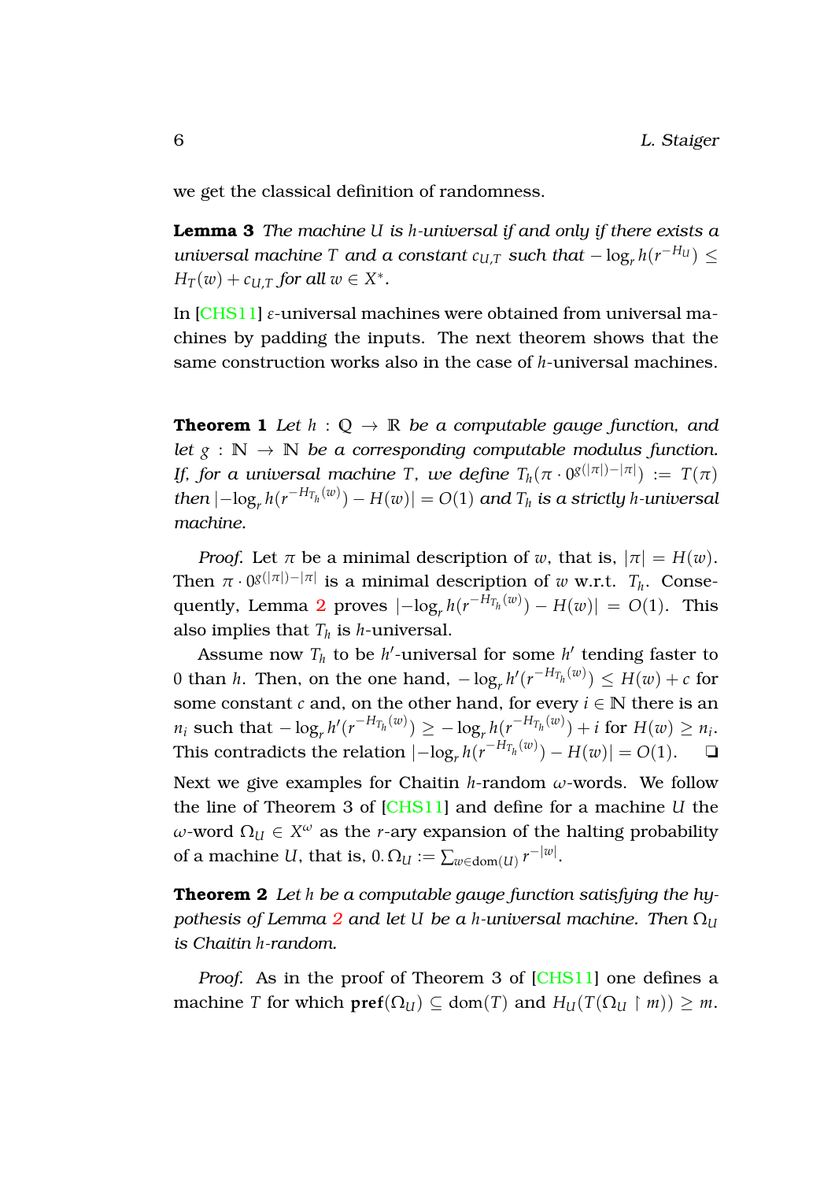we get the classical definition of randomness.

**Lemma 3** *The machine $U$ is $h$-universal if and only if there exists a universal machine $T$ and a constant $c_{U,T}$ such that $-\log_r h(r^{-H_U}) \leq H_T(w) + c_{U,T}$ for all $w \in X^*$.*

In [CHS11] $\varepsilon$-universal machines were obtained from universal machines by padding the inputs. The next theorem shows that the same construction works also in the case of $h$-universal machines.

**Theorem 1** *Let $h : \mathbb{Q} \to \mathbb{R}$ be a computable gauge function, and let $g : \mathbb{N} \to \mathbb{N}$ be a corresponding computable modulus function. If, for a universal machine $T$, we define $T_h(\pi \cdot 0^{g(|\pi|)-|\pi|}) := T(\pi)$ then $|-\log_r h(r^{-H_{T_h}(w)}) - H(w)| = O(1)$ and $T_h$ is a strictly $h$-universal machine.*

*Proof.* Let $\pi$ be a minimal description of $w$, that is, $|\pi| = H(w)$. Then $\pi \cdot 0^{g(|\pi|)-|\pi|}$ is a minimal description of $w$ w.r.t. $T_h$. Consequently, Lemma 2 proves $|-\log_r h(r^{-H_{T_h}(w)}) - H(w)| = O(1)$. This also implies that $T_h$ is $h$-universal.

Assume now $T_h$ to be $h'$-universal for some $h'$ tending faster to $0$ than $h$. Then, on the one hand, $-\log_r h'(r^{-H_{T_h}(w)}) \leq H(w) + c$ for some constant $c$ and, on the other hand, for every $i \in \mathbb{N}$ there is an $n_i$ such that $-\log_r h'(r^{-H_{T_h}(w)}) \geq -\log_r h(r^{-H_{T_h}(w)}) + i$ for $H(w) \geq n_i$. This contradicts the relation $|-\log_r h(r^{-H_{T_h}(w)}) - H(w)| = O(1)$. ❑

Next we give examples for Chaitin $h$-random $\omega$-words. We follow the line of Theorem 3 of [CHS11] and define for a machine $U$ the $\omega$-word $\Omega_U \in X^\omega$ as the $r$-ary expansion of the halting probability of a machine $U$, that is, $0.\Omega_U := \sum_{w \in \mathrm{dom}(U)} r^{-|w|}$.

**Theorem 2** *Let $h$ be a computable gauge function satisfying the hypothesis of Lemma 2 and let $U$ be a $h$-universal machine. Then $\Omega_U$ is Chaitin $h$-random.*

*Proof.* As in the proof of Theorem 3 of [CHS11] one defines a machine $T$ for which $\mathbf{pref}(\Omega_U) \subseteq \mathrm{dom}(T)$ and $H_U(T(\Omega_U \upharpoonright m)) \geq m$.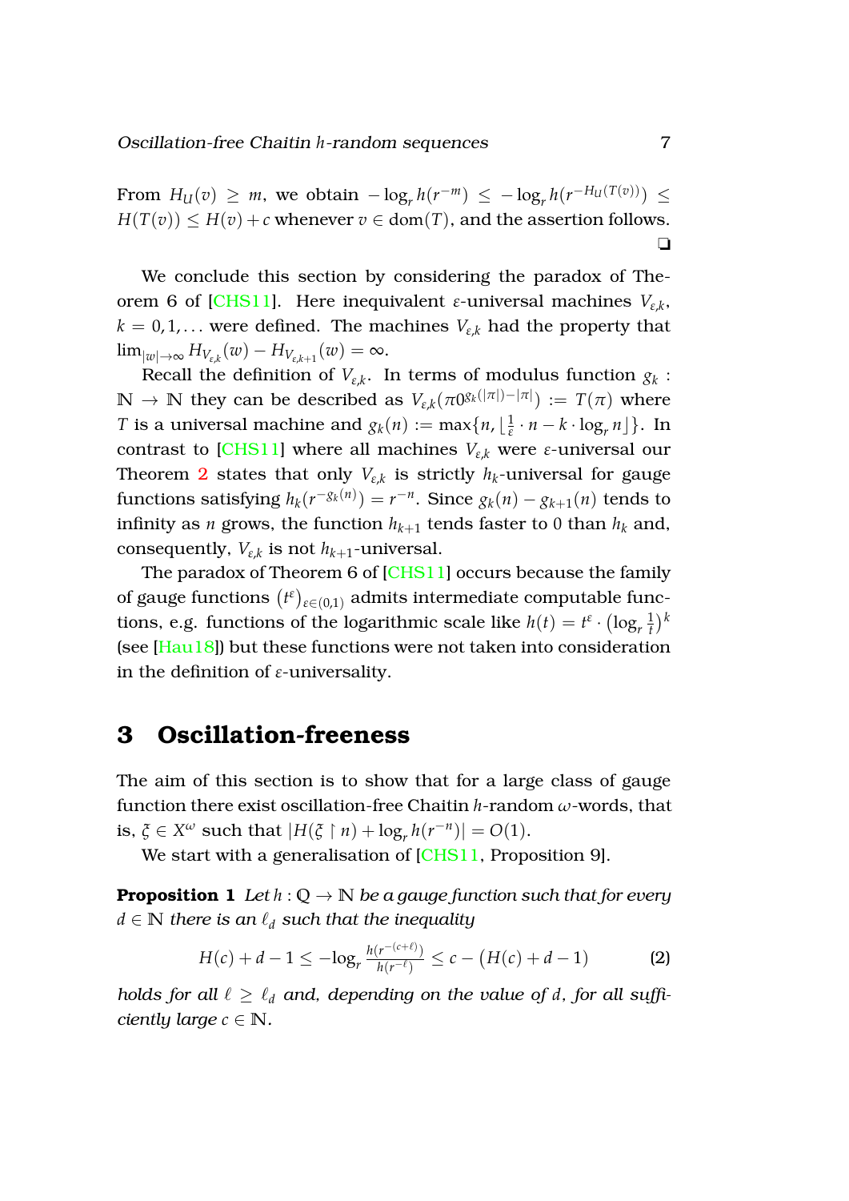From $H_U(v) \geq m$, we obtain $-\log_r h(r^{-m}) \leq -\log_r h(r^{-H_U(T(v))}) \leq H(T(v)) \leq H(v) + c$ whenever $v \in \mathrm{dom}(T)$, and the assertion follows. ❑

We conclude this section by considering the paradox of Theorem 6 of [CHS11]. Here inequivalent $\varepsilon$-universal machines $V_{\varepsilon,k}$, $k = 0, 1, \ldots$ were defined. The machines $V_{\varepsilon,k}$ had the property that $\lim_{|w|\to\infty} H_{V_{\varepsilon,k}}(w) - H_{V_{\varepsilon,k+1}}(w) = \infty$.

Recall the definition of $V_{\varepsilon,k}$. In terms of modulus function $g_k : \mathbb{N} \to \mathbb{N}$ they can be described as $V_{\varepsilon,k}(\pi 0^{g_k(|\pi|)-|\pi|}) := T(\pi)$ where $T$ is a universal machine and $g_k(n) := \max\{n, \lfloor \frac{1}{\varepsilon} \cdot n - k \cdot \log_r n \rfloor\}$. In contrast to [CHS11] where all machines $V_{\varepsilon,k}$ were $\varepsilon$-universal our Theorem 2 states that only $V_{\varepsilon,k}$ is strictly $h_k$-universal for gauge functions satisfying $h_k(r^{-g_k(n)}) = r^{-n}$. Since $g_k(n) - g_{k+1}(n)$ tends to infinity as $n$ grows, the function $h_{k+1}$ tends faster to 0 than $h_k$ and, consequently, $V_{\varepsilon,k}$ is not $h_{k+1}$-universal.

The paradox of Theorem 6 of [CHS11] occurs because the family of gauge functions $\left(t^{\varepsilon}\right)_{\varepsilon\in(0,1)}$ admits intermediate computable functions, e.g. functions of the logarithmic scale like $h(t) = t^{\varepsilon} \cdot \left(\log_r \frac{1}{t}\right)^k$ (see [Hau18]) but these functions were not taken into consideration in the definition of $\varepsilon$-universality.

# 3 Oscillation-freeness

The aim of this section is to show that for a large class of gauge function there exist oscillation-free Chaitin $h$-random $\omega$-words, that is, $\xi \in X^\omega$ such that $|H(\xi \upharpoonright n) + \log_r h(r^{-n})| = O(1)$.

We start with a generalisation of [CHS11, Proposition 9].

**Proposition 1** *Let $h : \mathbb{Q} \to \mathbb{N}$ be a gauge function such that for every $d \in \mathbb{N}$ there is an $\ell_d$ such that the inequality*

$$H(c) + d - 1 \leq -\log_r \frac{h(r^{-(c+\ell)})}{h(r^{-\ell})} \leq c - \big(H(c) + d - 1\big) \tag{2}$$

*holds for all $\ell \geq \ell_d$ and, depending on the value of $d$, for all sufficiently large $c \in \mathbb{N}$.*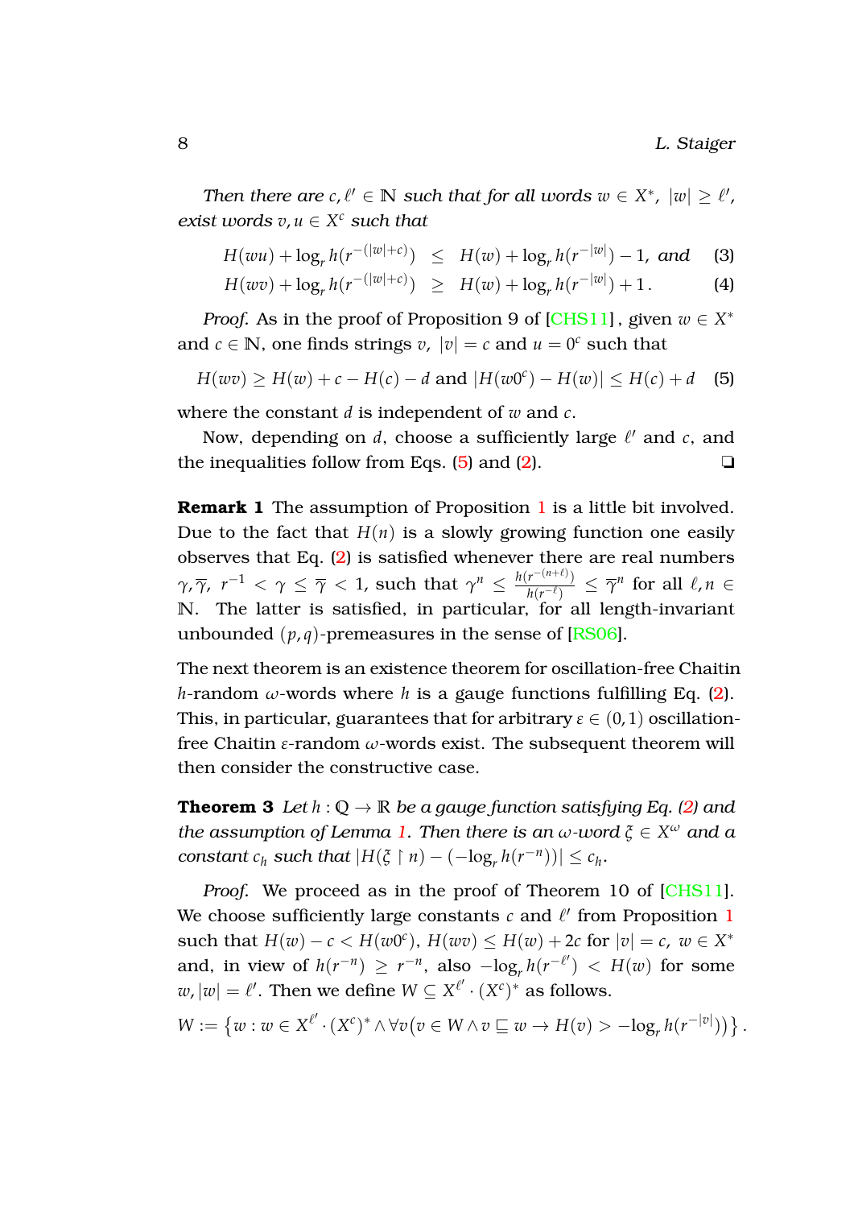*Then there are $c, \ell' \in \mathbb{N}$ such that for all words $w \in X^*$, $|w| \geq \ell'$, exist words $v, u \in X^c$ such that*

$$H(wu) + \log_r h(r^{-(|w|+c)}) \leq H(w) + \log_r h(r^{-|w|}) - 1, \text{ and} \quad (3)$$

$$H(wv) + \log_r h(r^{-(|w|+c)}) \geq H(w) + \log_r h(r^{-|w|}) + 1\,. \quad (4)$$

*Proof.* As in the proof of Proposition 9 of [CHS11], given $w \in X^*$ and $c \in \mathbb{N}$, one finds strings $v$, $|v| = c$ and $u = 0^c$ such that

$$H(wv) \geq H(w) + c - H(c) - d \text{ and } |H(w0^c) - H(w)| \leq H(c) + d \quad (5)$$

where the constant $d$ is independent of $w$ and $c$.

Now, depending on $d$, choose a sufficiently large $\ell'$ and $c$, and the inequalities follow from Eqs. (5) and (2). ❑

**Remark 1** The assumption of Proposition 1 is a little bit involved. Due to the fact that $H(n)$ is a slowly growing function one easily observes that Eq. (2) is satisfied whenever there are real numbers $\gamma, \overline{\gamma}$, $r^{-1} < \gamma \leq \overline{\gamma} < 1$, such that $\gamma^n \leq \frac{h(r^{-(n+\ell)})}{h(r^{-\ell})} \leq \overline{\gamma}^n$ for all $\ell, n \in \mathbb{N}$. The latter is satisfied, in particular, for all length-invariant unbounded $(p,q)$-premeasures in the sense of [RS06].

The next theorem is an existence theorem for oscillation-free Chaitin $h$-random $\omega$-words where $h$ is a gauge functions fulfilling Eq. (2). This, in particular, guarantees that for arbitrary $\varepsilon \in (0,1)$ oscillation-free Chaitin $\varepsilon$-random $\omega$-words exist. The subsequent theorem will then consider the constructive case.

**Theorem 3** *Let $h : \mathbb{Q} \to \mathbb{R}$ be a gauge function satisfying Eq. (2) and the assumption of Lemma 1. Then there is an $\omega$-word $\xi \in X^\omega$ and a constant $c_h$ such that $|H(\xi \upharpoonright n) - (-\log_r h(r^{-n}))| \leq c_h$.*

*Proof.* We proceed as in the proof of Theorem 10 of [CHS11]. We choose sufficiently large constants $c$ and $\ell'$ from Proposition 1 such that $H(w) - c < H(w0^c)$, $H(wv) \leq H(w) + 2c$ for $|v| = c$, $w \in X^*$ and, in view of $h(r^{-n}) \geq r^{-n}$, also $-\log_r h(r^{-\ell'}) < H(w)$ for some $w, |w| = \ell'$. Then we define $W \subseteq X^{\ell'} \cdot (X^c)^*$ as follows.

$$W := \left\{ w : w \in X^{\ell'} \cdot (X^c)^* \wedge \forall v \big( v \in W \wedge v \sqsubseteq w \to H(v) > -\log_r h(r^{-|v|}) \big) \right\}.$$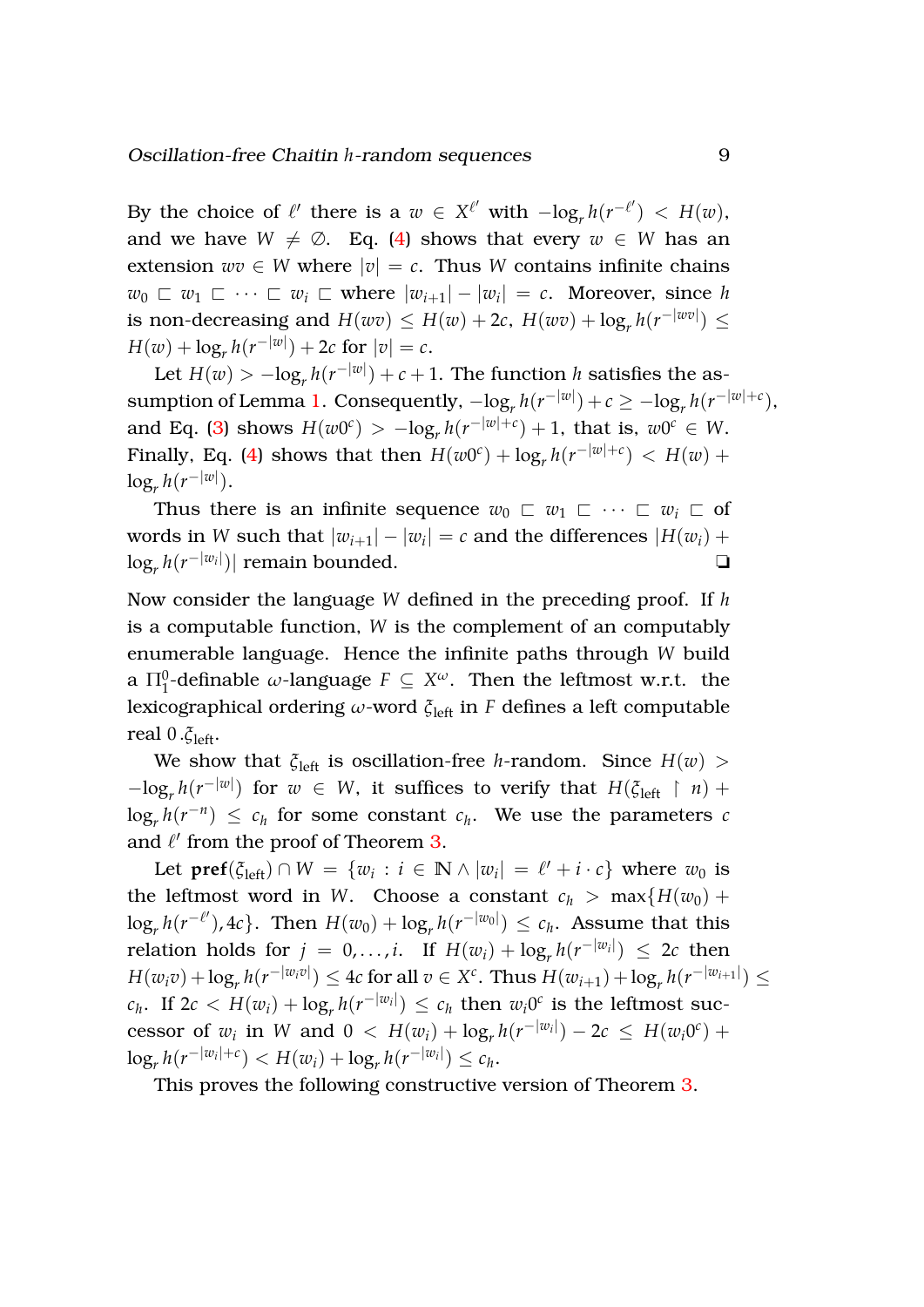By the choice of $\ell'$ there is a $w \in X^{\ell'}$ with $-\log_r h(r^{-\ell'}) < H(w)$, and we have $W \neq \emptyset$. Eq. (4) shows that every $w \in W$ has an extension $wv \in W$ where $|v| = c$. Thus $W$ contains infinite chains $w_0 \sqsubset w_1 \sqsubset \cdots \sqsubset w_i \sqsubset$ where $|w_{i+1}| - |w_i| = c$. Moreover, since $h$ is non-decreasing and $H(wv) \leq H(w) + 2c$, $H(wv) + \log_r h(r^{-|wv|}) \leq H(w) + \log_r h(r^{-|w|}) + 2c$ for $|v| = c$.

Let $H(w) > -\log_r h(r^{-|w|}) + c + 1$. The function $h$ satisfies the assumption of Lemma 1. Consequently, $-\log_r h(r^{-|w|}) + c \geq -\log_r h(r^{-|w|+c})$, and Eq. (3) shows $H(w0^c) > -\log_r h(r^{-|w|+c}) + 1$, that is, $w0^c \in W$. Finally, Eq. (4) shows that then $H(w0^c) + \log_r h(r^{-|w|+c}) < H(w) + \log_r h(r^{-|w|})$.

Thus there is an infinite sequence $w_0 \sqsubset w_1 \sqsubset \cdots \sqsubset w_i \sqsubset$ of words in $W$ such that $|w_{i+1}| - |w_i| = c$ and the differences $|H(w_i) + \log_r h(r^{-|w_i|})|$ remain bounded. ❑

Now consider the language $W$ defined in the preceding proof. If $h$ is a computable function, $W$ is the complement of an computably enumerable language. Hence the infinite paths through $W$ build a $\Pi^0_1$-definable $\omega$-language $F \subseteq X^\omega$. Then the leftmost w.r.t. the lexicographical ordering $\omega$-word $\xi_{\text{left}}$ in $F$ defines a left computable real $0.\xi_{\text{left}}$.

We show that $\xi_{\text{left}}$ is oscillation-free $h$-random. Since $H(w) > -\log_r h(r^{-|w|})$ for $w \in W$, it suffices to verify that $H(\xi_{\text{left}} \upharpoonright n) + \log_r h(r^{-n}) \leq c_h$ for some constant $c_h$. We use the parameters $c$ and $\ell'$ from the proof of Theorem 3.

Let $\mathbf{pref}(\xi_{\text{left}}) \cap W = \{w_i : i \in \mathbb{N} \wedge |w_i| = \ell' + i \cdot c\}$ where $w_0$ is the leftmost word in $W$. Choose a constant $c_h > \max\{H(w_0) + \log_r h(r^{-\ell'}), 4c\}$. Then $H(w_0) + \log_r h(r^{-|w_0|}) \leq c_h$. Assume that this relation holds for $j = 0, \ldots, i$. If $H(w_i) + \log_r h(r^{-|w_i|}) \leq 2c$ then $H(w_i v) + \log_r h(r^{-|w_i v|}) \leq 4c$ for all $v \in X^c$. Thus $H(w_{i+1}) + \log_r h(r^{-|w_{i+1}|}) \leq c_h$. If $2c < H(w_i) + \log_r h(r^{-|w_i|}) \leq c_h$ then $w_i 0^c$ is the leftmost successor of $w_i$ in $W$ and $0 < H(w_i) + \log_r h(r^{-|w_i|}) - 2c \leq H(w_i 0^c) + \log_r h(r^{-|w_i|+c}) < H(w_i) + \log_r h(r^{-|w_i|}) \leq c_h$.

This proves the following constructive version of Theorem 3.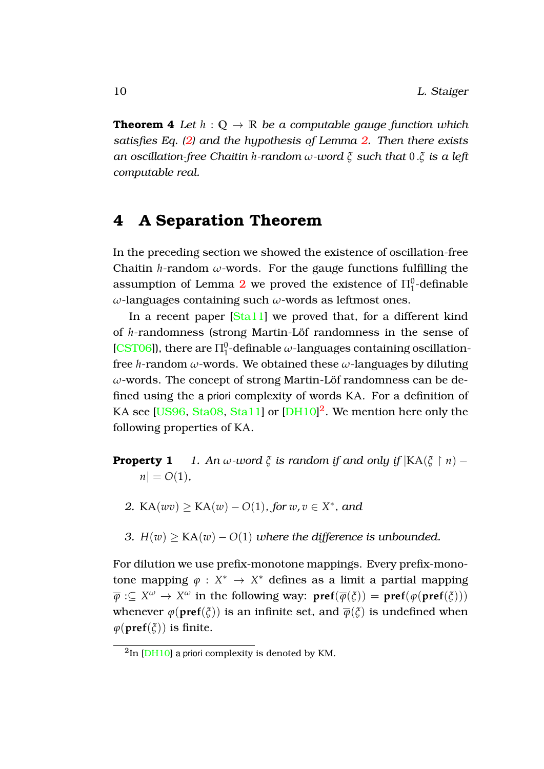**Theorem 4** *Let $h : \mathbb{Q} \to \mathbb{R}$ be a computable gauge function which satisfies Eq. (2) and the hypothesis of Lemma 2. Then there exists an oscillation-free Chaitin $h$-random $\omega$-word $\xi$ such that $0\,.\xi$ is a left computable real.*

## 4 A Separation Theorem

In the preceding section we showed the existence of oscillation-free Chaitin $h$-random $\omega$-words. For the gauge functions fulfilling the assumption of Lemma 2 we proved the existence of $\Pi_1^0$-definable $\omega$-languages containing such $\omega$-words as leftmost ones.

In a recent paper [Sta11] we proved that, for a different kind of $h$-randomness (strong Martin-Löf randomness in the sense of [CST06]), there are $\Pi_1^0$-definable $\omega$-languages containing oscillation-free $h$-random $\omega$-words. We obtained these $\omega$-languages by diluting $\omega$-words. The concept of strong Martin-Löf randomness can be defined using the a priori complexity of words KA. For a definition of KA see [US96, Sta08, Sta11] or [DH10][2]. We mention here only the following properties of KA.

**Property 1**
1. *An $\omega$-word $\xi$ is random if and only if $|\mathrm{KA}(\xi \upharpoonright n) - n| = O(1)$,*
2. *$\mathrm{KA}(wv) \geq \mathrm{KA}(w) - O(1)$, for $w, v \in X^*$, and*
3. *$H(w) \geq \mathrm{KA}(w) - O(1)$ where the difference is unbounded.*

For dilution we use prefix-monotone mappings. Every prefix-monotone mapping $\varphi : X^* \to X^*$ defines as a limit a partial mapping $\overline{\varphi} :\subseteq X^\omega \to X^\omega$ in the following way: $\mathbf{pref}(\overline{\varphi}(\xi)) = \mathbf{pref}(\varphi(\mathbf{pref}(\xi)))$ whenever $\varphi(\mathbf{pref}(\xi))$ is an infinite set, and $\overline{\varphi}(\xi)$ is undefined when $\varphi(\mathbf{pref}(\xi))$ is finite.

[2] In [DH10] a priori complexity is denoted by KM.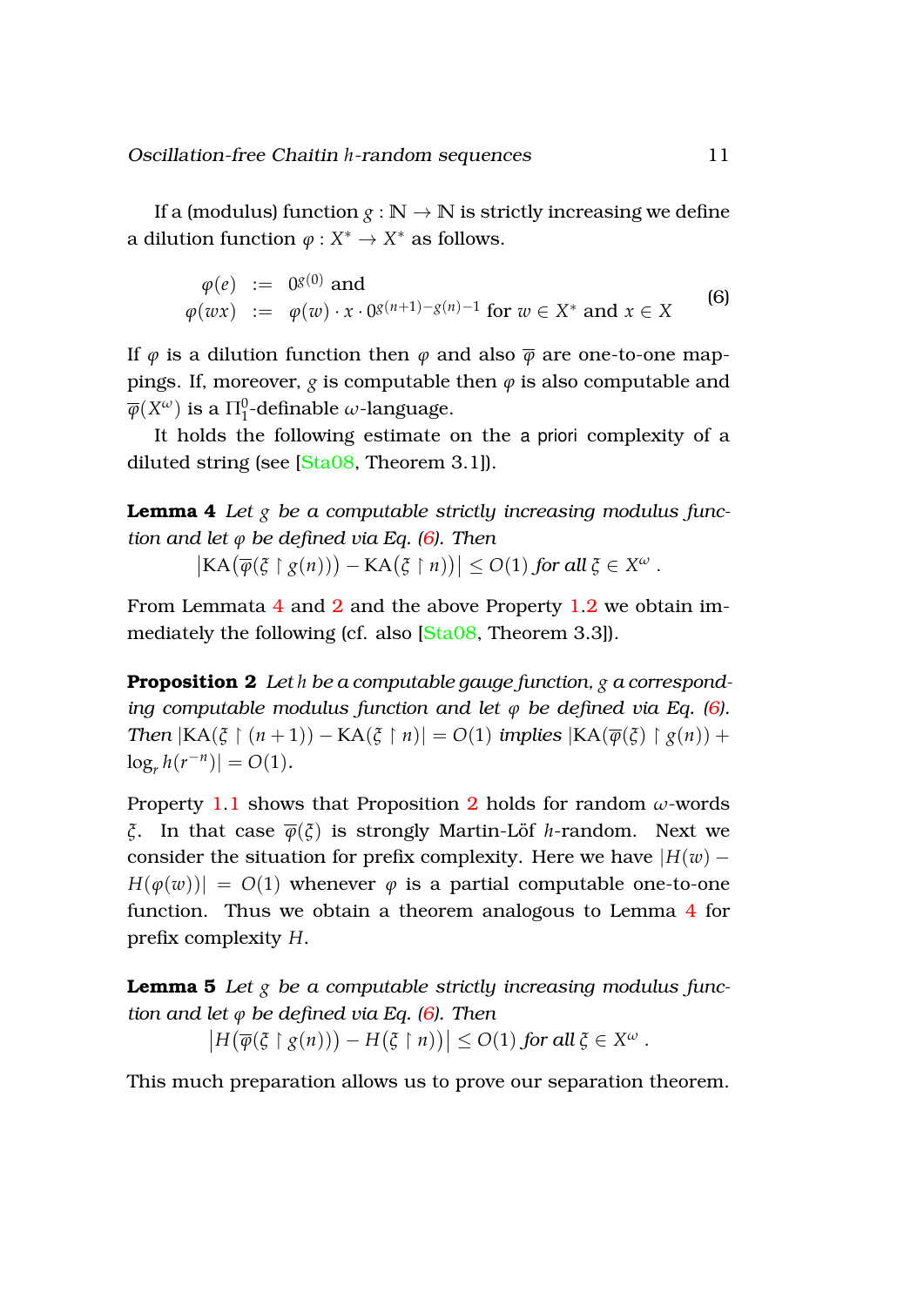If a (modulus) function $g : \mathbb{N} \to \mathbb{N}$ is strictly increasing we define a dilution function $\varphi : X^* \to X^*$ as follows.

$$
\begin{aligned}
\varphi(e) &:= 0^{g(0)} \text{ and} \\
\varphi(wx) &:= \varphi(w) \cdot x \cdot 0^{g(n+1)-g(n)-1} \text{ for } w \in X^* \text{ and } x \in X
\end{aligned}
\tag{6}
$$

If $\varphi$ is a dilution function then $\varphi$ and also $\overline{\varphi}$ are one-to-one mappings. If, moreover, $g$ is computable then $\varphi$ is also computable and $\overline{\varphi}(X^\omega)$ is a $\Pi_1^0$-definable $\omega$-language.

It holds the following estimate on the a priori complexity of a diluted string (see [Sta08, Theorem 3.1]).

**Lemma 4** *Let $g$ be a computable strictly increasing modulus function and let $\varphi$ be defined via Eq. (6). Then*
$\left|\mathrm{KA}\big(\overline{\varphi}(\xi \upharpoonright g(n))\big) - \mathrm{KA}\big(\xi \upharpoonright n\big)\right| \le O(1)$ *for all* $\xi \in X^\omega$ .

From Lemmata 4 and 2 and the above Property 1.2 we obtain immediately the following (cf. also [Sta08, Theorem 3.3]).

**Proposition 2** *Let $h$ be a computable gauge function, $g$ a corresponding computable modulus function and let $\varphi$ be defined via Eq. (6). Then $|\mathrm{KA}(\xi \upharpoonright (n+1)) - \mathrm{KA}(\xi \upharpoonright n)| = O(1)$ implies $|\mathrm{KA}(\overline{\varphi}(\xi) \upharpoonright g(n)) + \log_r h(r^{-n})| = O(1)$.*

Property 1.1 shows that Proposition 2 holds for random $\omega$-words $\xi$. In that case $\overline{\varphi}(\xi)$ is strongly Martin-Löf $h$-random. Next we consider the situation for prefix complexity. Here we have $|H(w) - H(\varphi(w))| = O(1)$ whenever $\varphi$ is a partial computable one-to-one function. Thus we obtain a theorem analogous to Lemma 4 for prefix complexity $H$.

**Lemma 5** *Let $g$ be a computable strictly increasing modulus function and let $\varphi$ be defined via Eq. (6). Then*
$\left|H\big(\overline{\varphi}(\xi \upharpoonright g(n))\big) - H\big(\xi \upharpoonright n\big)\right| \le O(1)$ *for all* $\xi \in X^\omega$ .

This much preparation allows us to prove our separation theorem.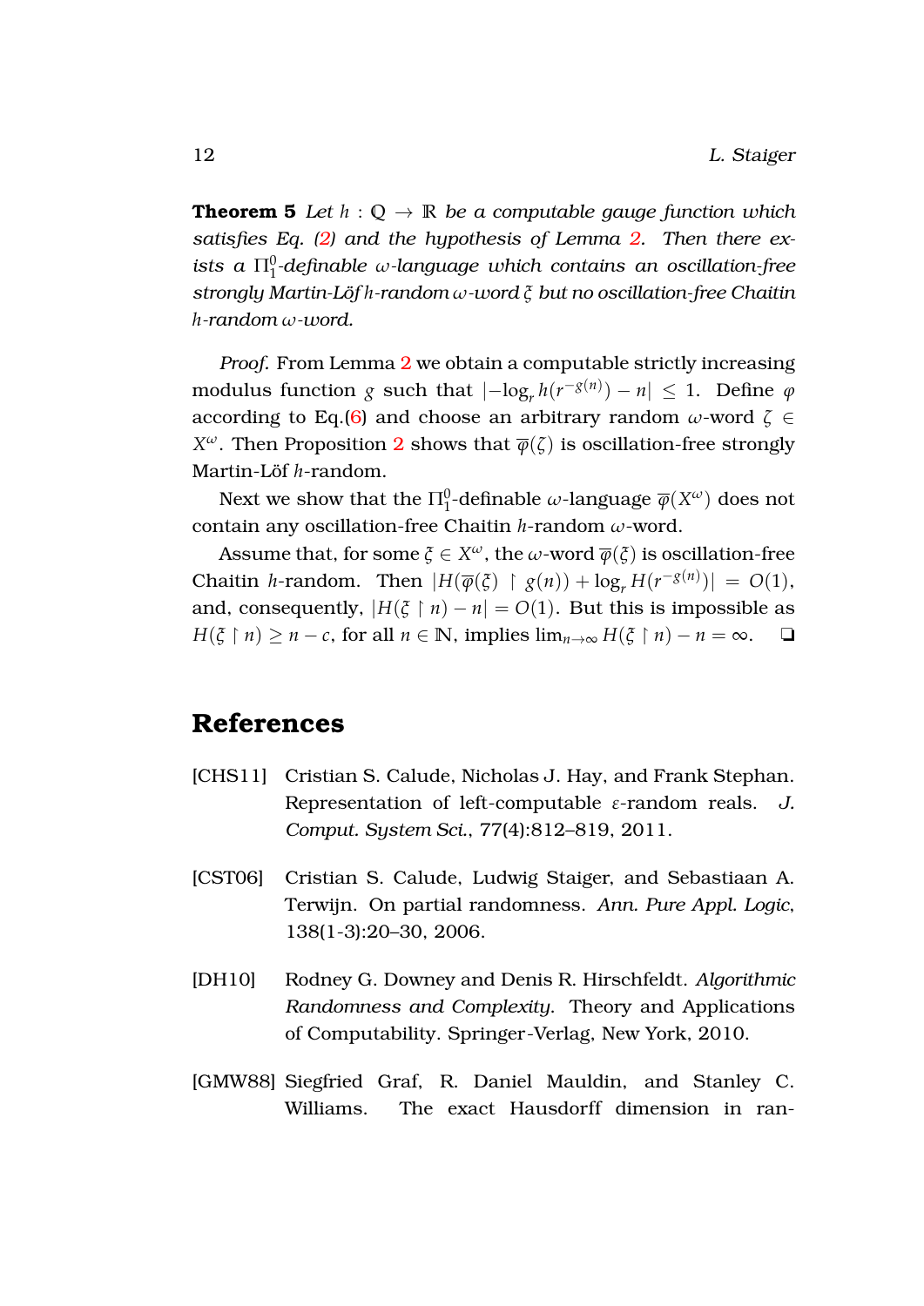**Theorem 5** *Let $h : \mathbb{Q} \to \mathbb{R}$ be a computable gauge function which satisfies Eq. (2) and the hypothesis of Lemma 2. Then there exists a $\Pi_1^0$-definable $\omega$-language which contains an oscillation-free strongly Martin-Löf $h$-random $\omega$-word $\xi$ but no oscillation-free Chaitin $h$-random $\omega$-word.*

*Proof.* From Lemma 2 we obtain a computable strictly increasing modulus function $g$ such that $|-\log_r h(r^{-g(n)}) - n| \leq 1$. Define $\varphi$ according to Eq.(6) and choose an arbitrary random $\omega$-word $\zeta \in X^\omega$. Then Proposition 2 shows that $\overline{\varphi}(\zeta)$ is oscillation-free strongly Martin-Löf $h$-random.

Next we show that the $\Pi_1^0$-definable $\omega$-language $\overline{\varphi}(X^\omega)$ does not contain any oscillation-free Chaitin $h$-random $\omega$-word.

Assume that, for some $\xi \in X^\omega$, the $\omega$-word $\overline{\varphi}(\xi)$ is oscillation-free Chaitin $h$-random. Then $|H(\overline{\varphi}(\xi) \upharpoonright g(n)) + \log_r H(r^{-g(n)})| = O(1)$, and, consequently, $|H(\xi \upharpoonright n) - n| = O(1)$. But this is impossible as $H(\xi \upharpoonright n) \geq n - c$, for all $n \in \mathbb{N}$, implies $\lim_{n\to\infty} H(\xi \upharpoonright n) - n = \infty$. ❑

## References

[CHS11] Cristian S. Calude, Nicholas J. Hay, and Frank Stephan. Representation of left-computable $\varepsilon$-random reals. *J. Comput. System Sci.*, 77(4):812–819, 2011.

[CST06] Cristian S. Calude, Ludwig Staiger, and Sebastiaan A. Terwijn. On partial randomness. *Ann. Pure Appl. Logic*, 138(1-3):20–30, 2006.

[DH10] Rodney G. Downey and Denis R. Hirschfeldt. *Algorithmic Randomness and Complexity*. Theory and Applications of Computability. Springer-Verlag, New York, 2010.

[GMW88] Siegfried Graf, R. Daniel Mauldin, and Stanley C. Williams. The exact Hausdorff dimension in ran-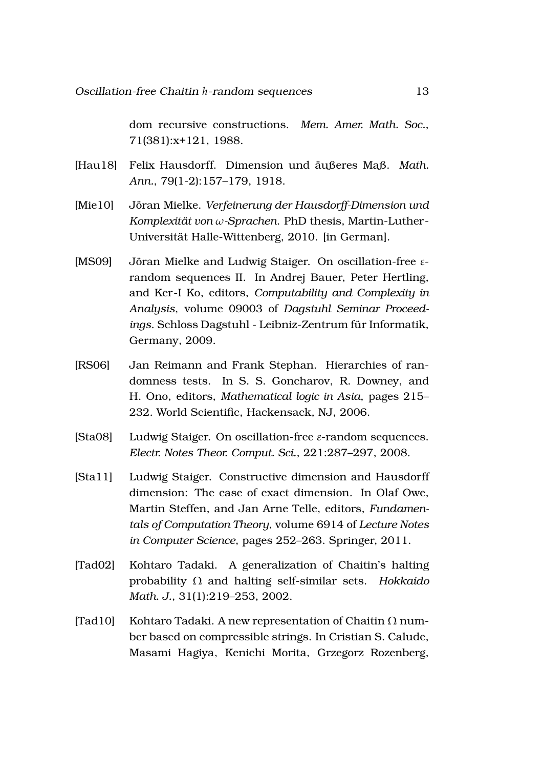dom recursive constructions. *Mem. Amer. Math. Soc.*, 71(381):x+121, 1988.

[Hau18] Felix Hausdorff. Dimension und äußeres Maß. *Math. Ann.*, 79(1-2):157–179, 1918.

[Mie10] Jöran Mielke. *Verfeinerung der Hausdorff-Dimension und Komplexität von $\omega$-Sprachen*. PhD thesis, Martin-Luther-Universität Halle-Wittenberg, 2010. [in German].

[MS09] Jöran Mielke and Ludwig Staiger. On oscillation-free $\varepsilon$-random sequences II. In Andrej Bauer, Peter Hertling, and Ker-I Ko, editors, *Computability and Complexity in Analysis*, volume 09003 of *Dagstuhl Seminar Proceedings*. Schloss Dagstuhl - Leibniz-Zentrum für Informatik, Germany, 2009.

[RS06] Jan Reimann and Frank Stephan. Hierarchies of randomness tests. In S. S. Goncharov, R. Downey, and H. Ono, editors, *Mathematical logic in Asia*, pages 215–232. World Scientific, Hackensack, NJ, 2006.

[Sta08] Ludwig Staiger. On oscillation-free $\varepsilon$-random sequences. *Electr. Notes Theor. Comput. Sci.*, 221:287–297, 2008.

[Sta11] Ludwig Staiger. Constructive dimension and Hausdorff dimension: The case of exact dimension. In Olaf Owe, Martin Steffen, and Jan Arne Telle, editors, *Fundamentals of Computation Theory*, volume 6914 of *Lecture Notes in Computer Science*, pages 252–263. Springer, 2011.

[Tad02] Kohtaro Tadaki. A generalization of Chaitin's halting probability $\Omega$ and halting self-similar sets. *Hokkaido Math. J.*, 31(1):219–253, 2002.

[Tad10] Kohtaro Tadaki. A new representation of Chaitin $\Omega$ number based on compressible strings. In Cristian S. Calude, Masami Hagiya, Kenichi Morita, Grzegorz Rozenberg,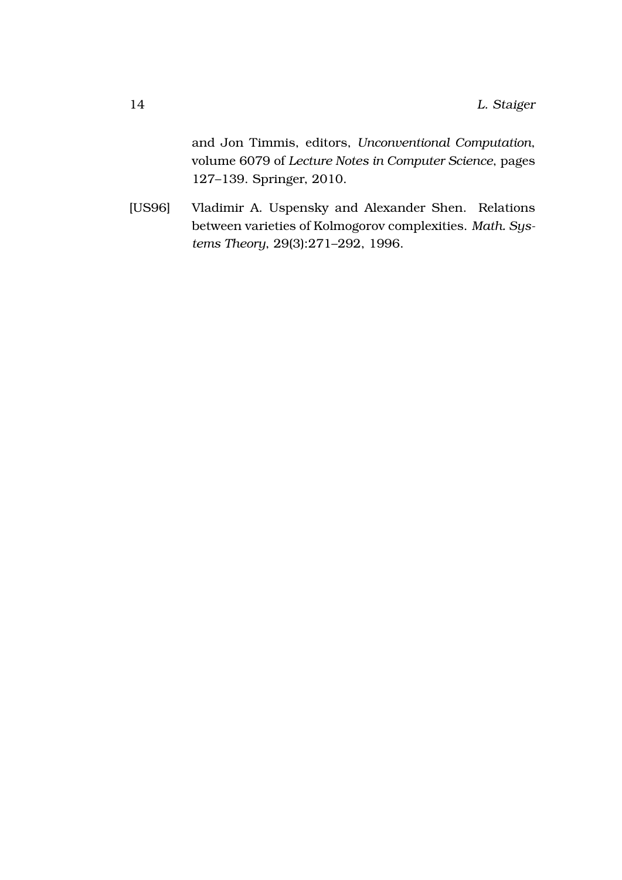and Jon Timmis, editors, *Unconventional Computation*, volume 6079 of *Lecture Notes in Computer Science*, pages 127–139. Springer, 2010.

[US96] Vladimir A. Uspensky and Alexander Shen. Relations between varieties of Kolmogorov complexities. *Math. Systems Theory*, 29(3):271–292, 1996.